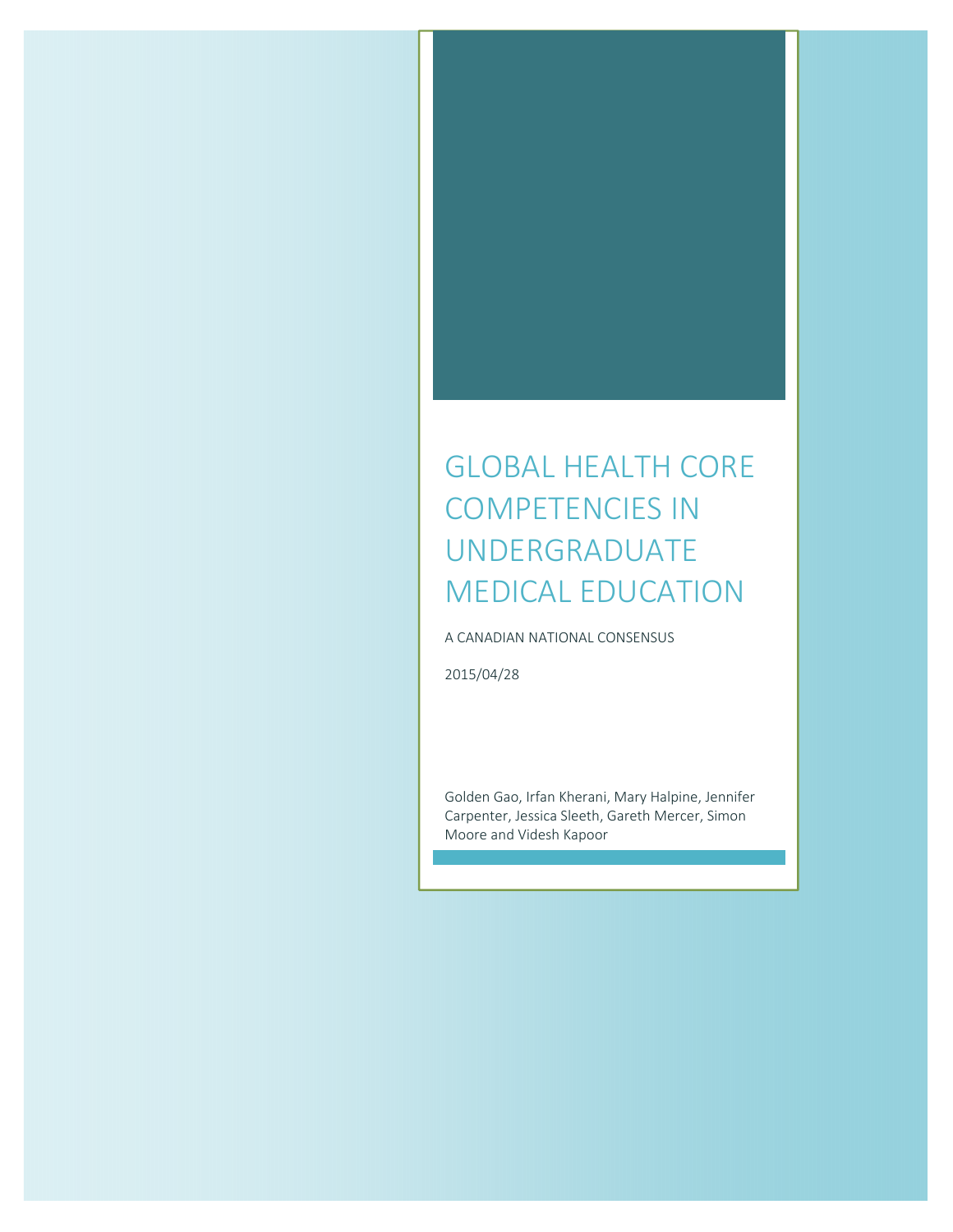# GLOBAL HEALTH CORE COMPETENCIES IN UNDERGRADUATE MEDICAL EDUCATION

A CANADIAN NATIONAL CONSENSUS

2015/04/28

Golden Gao, Irfan Kherani, Mary Halpine, Jennifer Carpenter, Jessica Sleeth, Gareth Mercer, Simon Moore and Videsh Kapoor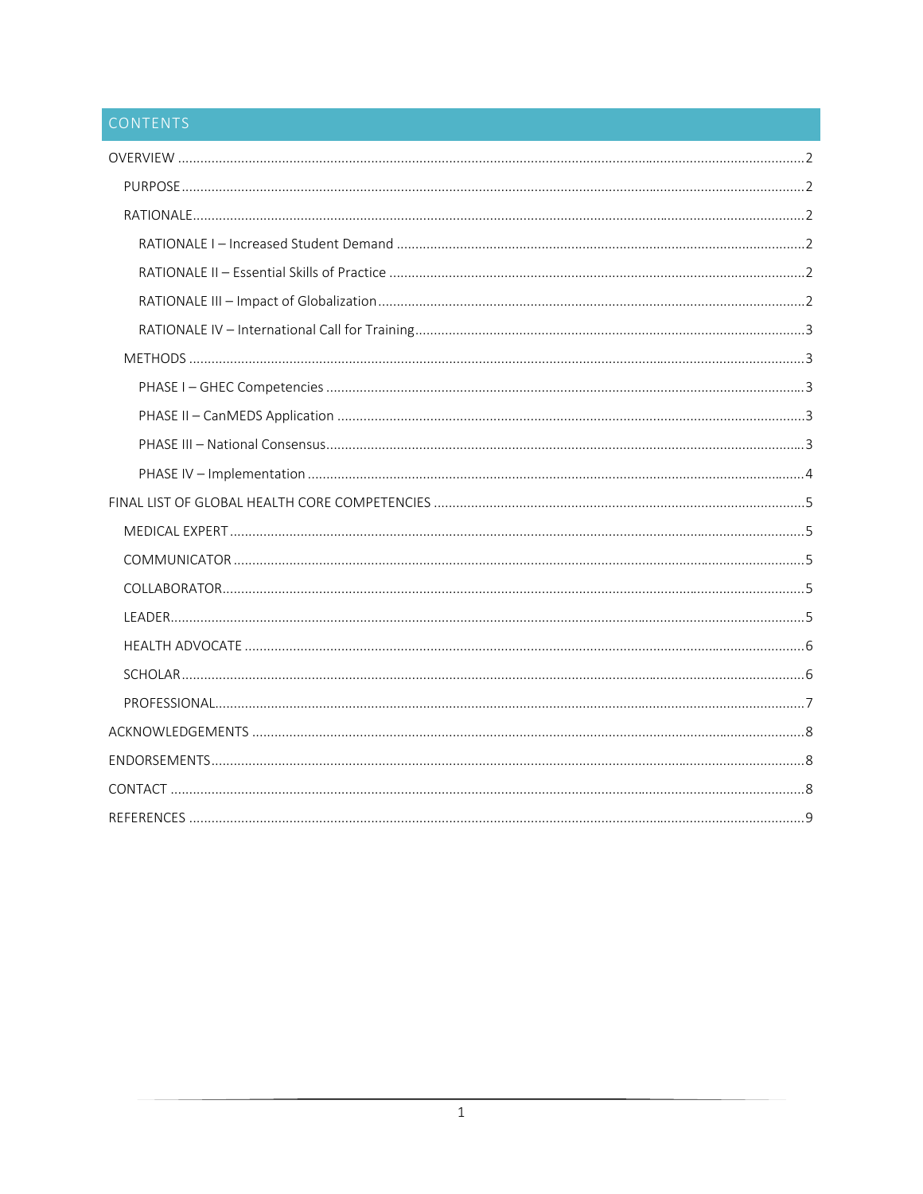# CONTENTS

- OVERVIEW ..... 2
  - PURPOSE ..... 2
  - RATIONALE ..... 2
    - RATIONALE I – Increased Student Demand ..... 2
    - RATIONALE II – Essential Skills of Practice ..... 2
    - RATIONALE III – Impact of Globalization ..... 2
    - RATIONALE IV – International Call for Training ..... 3
  - METHODS ..... 3
    - PHASE I – GHEC Competencies ..... 3
    - PHASE II – CanMEDS Application ..... 3
    - PHASE III – National Consensus ..... 3
    - PHASE IV – Implementation ..... 4
- FINAL LIST OF GLOBAL HEALTH CORE COMPETENCIES ..... 5
  - MEDICAL EXPERT ..... 5
  - COMMUNICATOR ..... 5
  - COLLABORATOR ..... 5
  - LEADER ..... 5
  - HEALTH ADVOCATE ..... 6
  - SCHOLAR ..... 6
  - PROFESSIONAL ..... 7
- ACKNOWLEDGEMENTS ..... 8
- ENDORSEMENTS ..... 8
- CONTACT ..... 8
- REFERENCES ..... 9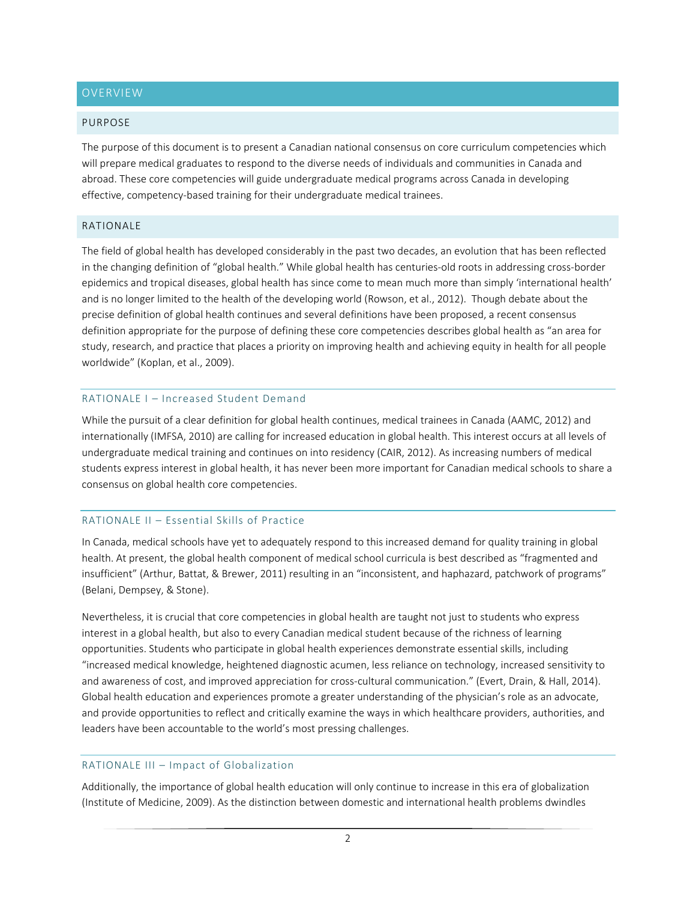# OVERVIEW

## PURPOSE

The purpose of this document is to present a Canadian national consensus on core curriculum competencies which will prepare medical graduates to respond to the diverse needs of individuals and communities in Canada and abroad. These core competencies will guide undergraduate medical programs across Canada in developing effective, competency-based training for their undergraduate medical trainees.

## RATIONALE

The field of global health has developed considerably in the past two decades, an evolution that has been reflected in the changing definition of "global health." While global health has centuries-old roots in addressing cross-border epidemics and tropical diseases, global health has since come to mean much more than simply 'international health' and is no longer limited to the health of the developing world (Rowson, et al., 2012). Though debate about the precise definition of global health continues and several definitions have been proposed, a recent consensus definition appropriate for the purpose of defining these core competencies describes global health as "an area for study, research, and practice that places a priority on improving health and achieving equity in health for all people worldwide" (Koplan, et al., 2009).

### RATIONALE I – Increased Student Demand

While the pursuit of a clear definition for global health continues, medical trainees in Canada (AAMC, 2012) and internationally (IMFSA, 2010) are calling for increased education in global health. This interest occurs at all levels of undergraduate medical training and continues on into residency (CAIR, 2012). As increasing numbers of medical students express interest in global health, it has never been more important for Canadian medical schools to share a consensus on global health core competencies.

### RATIONALE II – Essential Skills of Practice

In Canada, medical schools have yet to adequately respond to this increased demand for quality training in global health. At present, the global health component of medical school curricula is best described as "fragmented and insufficient" (Arthur, Battat, & Brewer, 2011) resulting in an "inconsistent, and haphazard, patchwork of programs" (Belani, Dempsey, & Stone).

Nevertheless, it is crucial that core competencies in global health are taught not just to students who express interest in a global health, but also to every Canadian medical student because of the richness of learning opportunities. Students who participate in global health experiences demonstrate essential skills, including "increased medical knowledge, heightened diagnostic acumen, less reliance on technology, increased sensitivity to and awareness of cost, and improved appreciation for cross-cultural communication." (Evert, Drain, & Hall, 2014). Global health education and experiences promote a greater understanding of the physician's role as an advocate, and provide opportunities to reflect and critically examine the ways in which healthcare providers, authorities, and leaders have been accountable to the world's most pressing challenges.

### RATIONALE III – Impact of Globalization

Additionally, the importance of global health education will only continue to increase in this era of globalization (Institute of Medicine, 2009). As the distinction between domestic and international health problems dwindles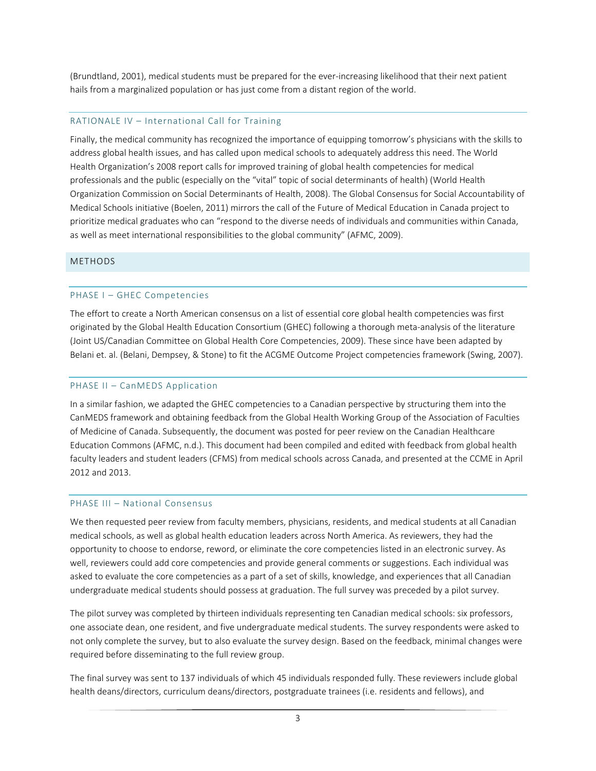(Brundtland, 2001), medical students must be prepared for the ever-increasing likelihood that their next patient hails from a marginalized population or has just come from a distant region of the world.

### RATIONALE IV – International Call for Training

Finally, the medical community has recognized the importance of equipping tomorrow's physicians with the skills to address global health issues, and has called upon medical schools to adequately address this need. The World Health Organization's 2008 report calls for improved training of global health competencies for medical professionals and the public (especially on the "vital" topic of social determinants of health) (World Health Organization Commission on Social Determinants of Health, 2008). The Global Consensus for Social Accountability of Medical Schools initiative (Boelen, 2011) mirrors the call of the Future of Medical Education in Canada project to prioritize medical graduates who can "respond to the diverse needs of individuals and communities within Canada, as well as meet international responsibilities to the global community" (AFMC, 2009).

## METHODS

### PHASE I – GHEC Competencies

The effort to create a North American consensus on a list of essential core global health competencies was first originated by the Global Health Education Consortium (GHEC) following a thorough meta-analysis of the literature (Joint US/Canadian Committee on Global Health Core Competencies, 2009). These since have been adapted by Belani et. al. (Belani, Dempsey, & Stone) to fit the ACGME Outcome Project competencies framework (Swing, 2007).

### PHASE II – CanMEDS Application

In a similar fashion, we adapted the GHEC competencies to a Canadian perspective by structuring them into the CanMEDS framework and obtaining feedback from the Global Health Working Group of the Association of Faculties of Medicine of Canada. Subsequently, the document was posted for peer review on the Canadian Healthcare Education Commons (AFMC, n.d.). This document had been compiled and edited with feedback from global health faculty leaders and student leaders (CFMS) from medical schools across Canada, and presented at the CCME in April 2012 and 2013.

### PHASE III – National Consensus

We then requested peer review from faculty members, physicians, residents, and medical students at all Canadian medical schools, as well as global health education leaders across North America. As reviewers, they had the opportunity to choose to endorse, reword, or eliminate the core competencies listed in an electronic survey. As well, reviewers could add core competencies and provide general comments or suggestions. Each individual was asked to evaluate the core competencies as a part of a set of skills, knowledge, and experiences that all Canadian undergraduate medical students should possess at graduation. The full survey was preceded by a pilot survey.

The pilot survey was completed by thirteen individuals representing ten Canadian medical schools: six professors, one associate dean, one resident, and five undergraduate medical students. The survey respondents were asked to not only complete the survey, but to also evaluate the survey design. Based on the feedback, minimal changes were required before disseminating to the full review group.

The final survey was sent to 137 individuals of which 45 individuals responded fully. These reviewers include global health deans/directors, curriculum deans/directors, postgraduate trainees (i.e. residents and fellows), and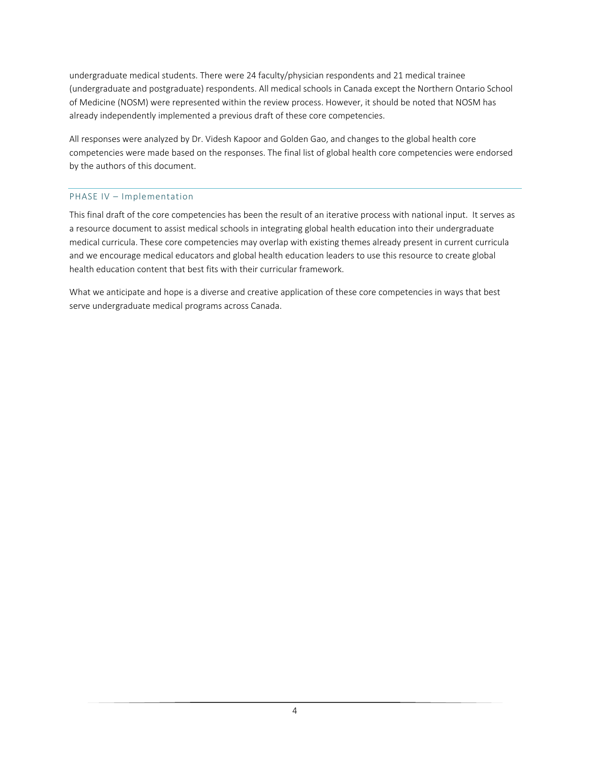undergraduate medical students. There were 24 faculty/physician respondents and 21 medical trainee (undergraduate and postgraduate) respondents. All medical schools in Canada except the Northern Ontario School of Medicine (NOSM) were represented within the review process. However, it should be noted that NOSM has already independently implemented a previous draft of these core competencies.

All responses were analyzed by Dr. Videsh Kapoor and Golden Gao, and changes to the global health core competencies were made based on the responses. The final list of global health core competencies were endorsed by the authors of this document.

## PHASE IV – Implementation

This final draft of the core competencies has been the result of an iterative process with national input. It serves as a resource document to assist medical schools in integrating global health education into their undergraduate medical curricula. These core competencies may overlap with existing themes already present in current curricula and we encourage medical educators and global health education leaders to use this resource to create global health education content that best fits with their curricular framework.

What we anticipate and hope is a diverse and creative application of these core competencies in ways that best serve undergraduate medical programs across Canada.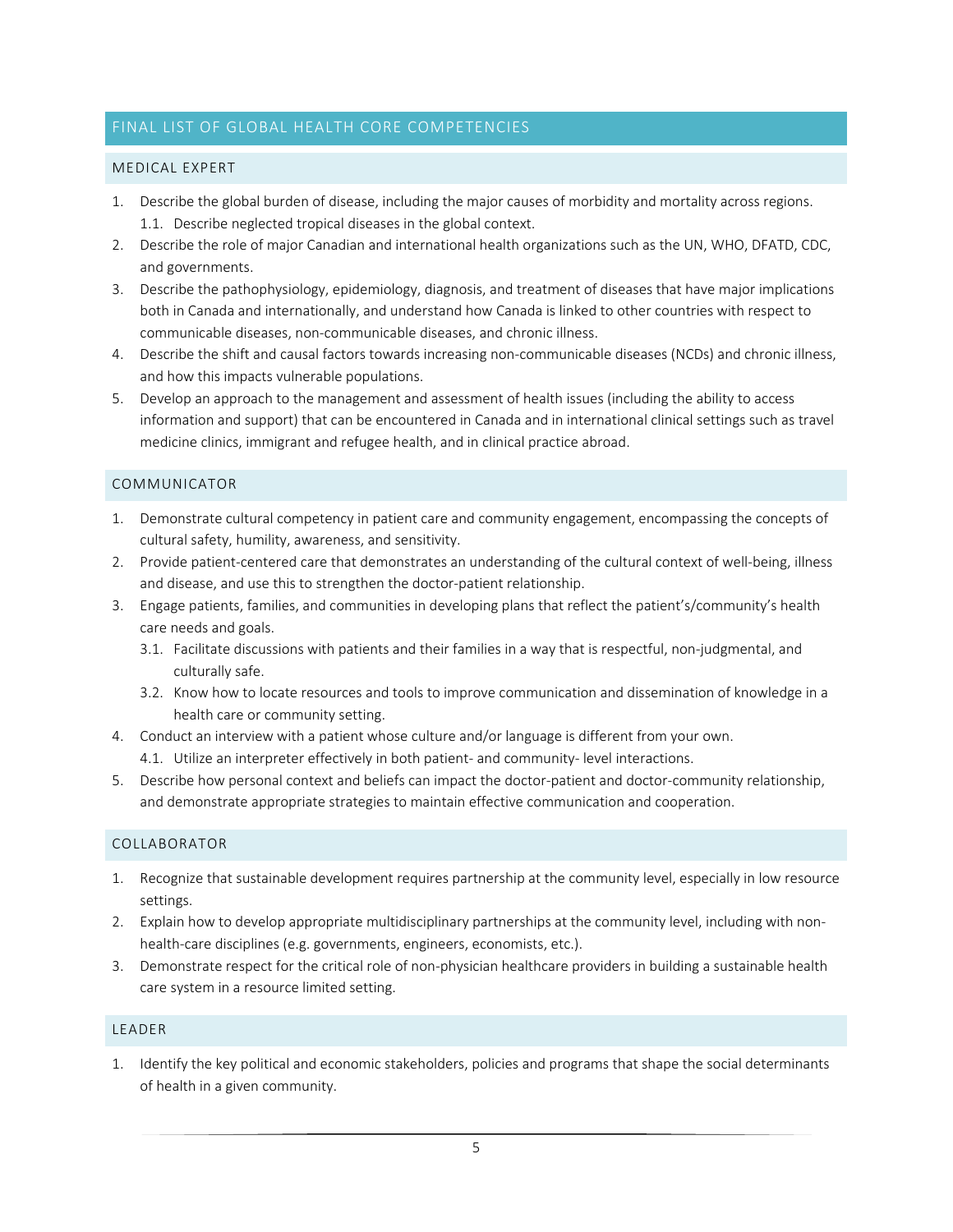## FINAL LIST OF GLOBAL HEALTH CORE COMPETENCIES

### MEDICAL EXPERT

1. Describe the global burden of disease, including the major causes of morbidity and mortality across regions.
   1.1. Describe neglected tropical diseases in the global context.
2. Describe the role of major Canadian and international health organizations such as the UN, WHO, DFATD, CDC, and governments.
3. Describe the pathophysiology, epidemiology, diagnosis, and treatment of diseases that have major implications both in Canada and internationally, and understand how Canada is linked to other countries with respect to communicable diseases, non-communicable diseases, and chronic illness.
4. Describe the shift and causal factors towards increasing non-communicable diseases (NCDs) and chronic illness, and how this impacts vulnerable populations.
5. Develop an approach to the management and assessment of health issues (including the ability to access information and support) that can be encountered in Canada and in international clinical settings such as travel medicine clinics, immigrant and refugee health, and in clinical practice abroad.

### COMMUNICATOR

1. Demonstrate cultural competency in patient care and community engagement, encompassing the concepts of cultural safety, humility, awareness, and sensitivity.
2. Provide patient-centered care that demonstrates an understanding of the cultural context of well-being, illness and disease, and use this to strengthen the doctor-patient relationship.
3. Engage patients, families, and communities in developing plans that reflect the patient's/community's health care needs and goals.
   3.1. Facilitate discussions with patients and their families in a way that is respectful, non-judgmental, and culturally safe.
   3.2. Know how to locate resources and tools to improve communication and dissemination of knowledge in a health care or community setting.
4. Conduct an interview with a patient whose culture and/or language is different from your own.
   4.1. Utilize an interpreter effectively in both patient- and community- level interactions.
5. Describe how personal context and beliefs can impact the doctor-patient and doctor-community relationship, and demonstrate appropriate strategies to maintain effective communication and cooperation.

### COLLABORATOR

1. Recognize that sustainable development requires partnership at the community level, especially in low resource settings.
2. Explain how to develop appropriate multidisciplinary partnerships at the community level, including with non-health-care disciplines (e.g. governments, engineers, economists, etc.).
3. Demonstrate respect for the critical role of non-physician healthcare providers in building a sustainable health care system in a resource limited setting.

### LEADER

1. Identify the key political and economic stakeholders, policies and programs that shape the social determinants of health in a given community.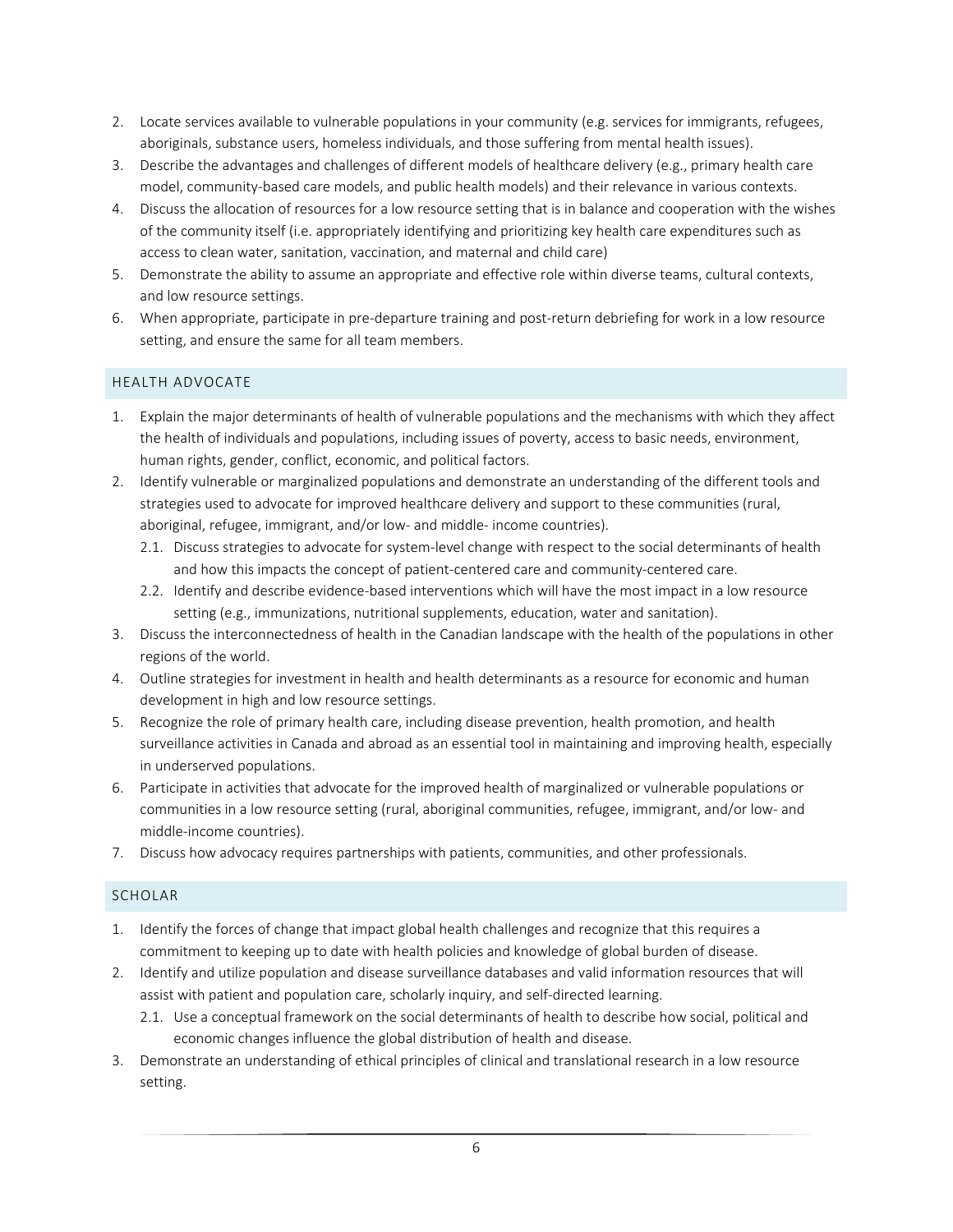2. Locate services available to vulnerable populations in your community (e.g. services for immigrants, refugees, aboriginals, substance users, homeless individuals, and those suffering from mental health issues).
3. Describe the advantages and challenges of different models of healthcare delivery (e.g., primary health care model, community-based care models, and public health models) and their relevance in various contexts.
4. Discuss the allocation of resources for a low resource setting that is in balance and cooperation with the wishes of the community itself (i.e. appropriately identifying and prioritizing key health care expenditures such as access to clean water, sanitation, vaccination, and maternal and child care)
5. Demonstrate the ability to assume an appropriate and effective role within diverse teams, cultural contexts, and low resource settings.
6. When appropriate, participate in pre-departure training and post-return debriefing for work in a low resource setting, and ensure the same for all team members.

## HEALTH ADVOCATE

1. Explain the major determinants of health of vulnerable populations and the mechanisms with which they affect the health of individuals and populations, including issues of poverty, access to basic needs, environment, human rights, gender, conflict, economic, and political factors.
2. Identify vulnerable or marginalized populations and demonstrate an understanding of the different tools and strategies used to advocate for improved healthcare delivery and support to these communities (rural, aboriginal, refugee, immigrant, and/or low- and middle- income countries).
   - 2.1. Discuss strategies to advocate for system-level change with respect to the social determinants of health and how this impacts the concept of patient-centered care and community-centered care.
   - 2.2. Identify and describe evidence-based interventions which will have the most impact in a low resource setting (e.g., immunizations, nutritional supplements, education, water and sanitation).
3. Discuss the interconnectedness of health in the Canadian landscape with the health of the populations in other regions of the world.
4. Outline strategies for investment in health and health determinants as a resource for economic and human development in high and low resource settings.
5. Recognize the role of primary health care, including disease prevention, health promotion, and health surveillance activities in Canada and abroad as an essential tool in maintaining and improving health, especially in underserved populations.
6. Participate in activities that advocate for the improved health of marginalized or vulnerable populations or communities in a low resource setting (rural, aboriginal communities, refugee, immigrant, and/or low- and middle-income countries).
7. Discuss how advocacy requires partnerships with patients, communities, and other professionals.

## SCHOLAR

1. Identify the forces of change that impact global health challenges and recognize that this requires a commitment to keeping up to date with health policies and knowledge of global burden of disease.
2. Identify and utilize population and disease surveillance databases and valid information resources that will assist with patient and population care, scholarly inquiry, and self-directed learning.
   - 2.1. Use a conceptual framework on the social determinants of health to describe how social, political and economic changes influence the global distribution of health and disease.
3. Demonstrate an understanding of ethical principles of clinical and translational research in a low resource setting.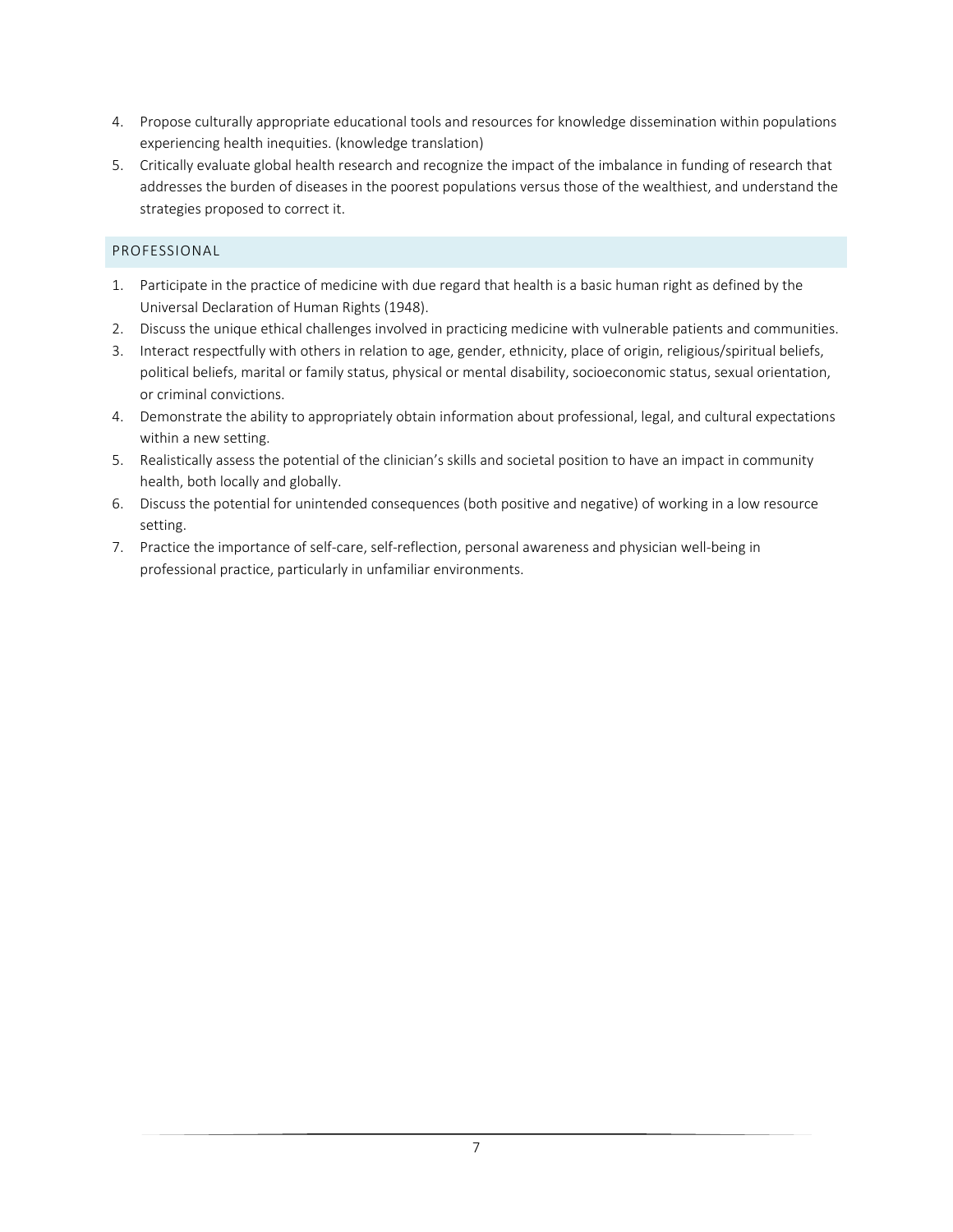4. Propose culturally appropriate educational tools and resources for knowledge dissemination within populations experiencing health inequities. (knowledge translation)
5. Critically evaluate global health research and recognize the impact of the imbalance in funding of research that addresses the burden of diseases in the poorest populations versus those of the wealthiest, and understand the strategies proposed to correct it.

## PROFESSIONAL

1. Participate in the practice of medicine with due regard that health is a basic human right as defined by the Universal Declaration of Human Rights (1948).
2. Discuss the unique ethical challenges involved in practicing medicine with vulnerable patients and communities.
3. Interact respectfully with others in relation to age, gender, ethnicity, place of origin, religious/spiritual beliefs, political beliefs, marital or family status, physical or mental disability, socioeconomic status, sexual orientation, or criminal convictions.
4. Demonstrate the ability to appropriately obtain information about professional, legal, and cultural expectations within a new setting.
5. Realistically assess the potential of the clinician's skills and societal position to have an impact in community health, both locally and globally.
6. Discuss the potential for unintended consequences (both positive and negative) of working in a low resource setting.
7. Practice the importance of self-care, self-reflection, personal awareness and physician well-being in professional practice, particularly in unfamiliar environments.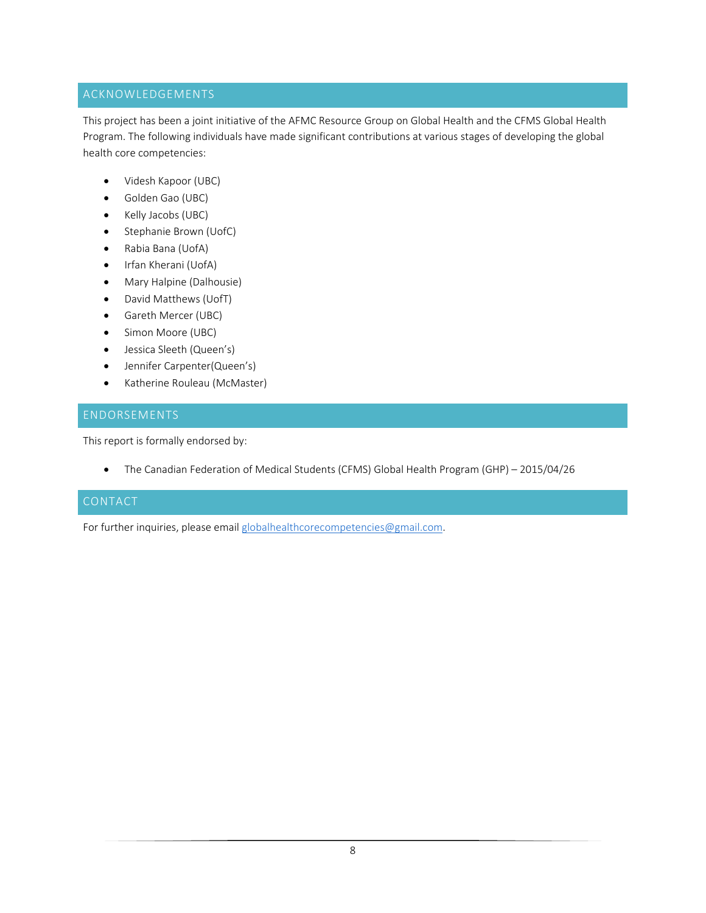## ACKNOWLEDGEMENTS

This project has been a joint initiative of the AFMC Resource Group on Global Health and the CFMS Global Health Program. The following individuals have made significant contributions at various stages of developing the global health core competencies:

- Videsh Kapoor (UBC)
- Golden Gao (UBC)
- Kelly Jacobs (UBC)
- Stephanie Brown (UofC)
- Rabia Bana (UofA)
- Irfan Kherani (UofA)
- Mary Halpine (Dalhousie)
- David Matthews (UofT)
- Gareth Mercer (UBC)
- Simon Moore (UBC)
- Jessica Sleeth (Queen's)
- Jennifer Carpenter(Queen's)
- Katherine Rouleau (McMaster)

## ENDORSEMENTS

This report is formally endorsed by:

- The Canadian Federation of Medical Students (CFMS) Global Health Program (GHP) – 2015/04/26

## CONTACT

For further inquiries, please email globalhealthcorecompetencies@gmail.com.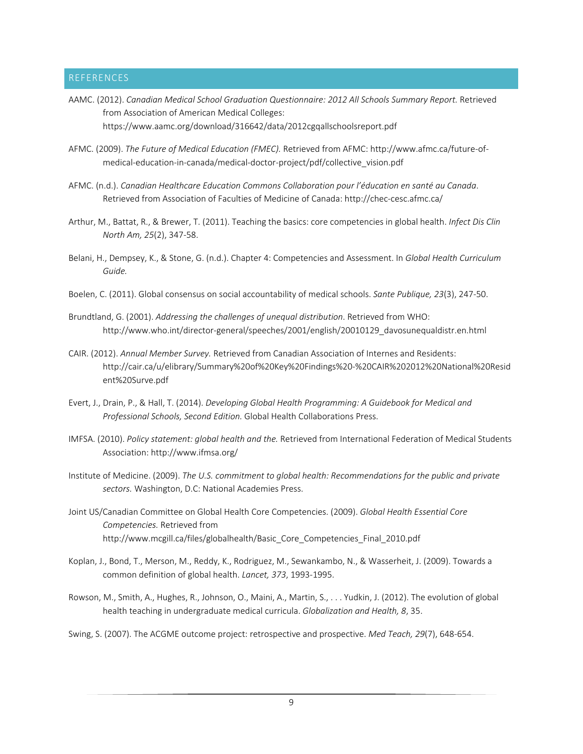## REFERENCES

AAMC. (2012). *Canadian Medical School Graduation Questionnaire: 2012 All Schools Summary Report.* Retrieved from Association of American Medical Colleges: https://www.aamc.org/download/316642/data/2012cgqallschoolsreport.pdf

AFMC. (2009). *The Future of Medical Education (FMEC).* Retrieved from AFMC: http://www.afmc.ca/future-of-medical-education-in-canada/medical-doctor-project/pdf/collective_vision.pdf

AFMC. (n.d.). *Canadian Healthcare Education Commons Collaboration pour l'éducation en santé au Canada*. Retrieved from Association of Faculties of Medicine of Canada: http://chec-cesc.afmc.ca/

Arthur, M., Battat, R., & Brewer, T. (2011). Teaching the basics: core competencies in global health. *Infect Dis Clin North Am, 25*(2), 347-58.

Belani, H., Dempsey, K., & Stone, G. (n.d.). Chapter 4: Competencies and Assessment. In *Global Health Curriculum Guide.*

Boelen, C. (2011). Global consensus on social accountability of medical schools. *Sante Publique, 23*(3), 247-50.

Brundtland, G. (2001). *Addressing the challenges of unequal distribution*. Retrieved from WHO: http://www.who.int/director-general/speeches/2001/english/20010129_davosunequaldistr.en.html

CAIR. (2012). *Annual Member Survey.* Retrieved from Canadian Association of Internes and Residents: http://cair.ca/u/elibrary/Summary%20of%20Key%20Findings%20-%20CAIR%202012%20National%20Resident%20Surve.pdf

Evert, J., Drain, P., & Hall, T. (2014). *Developing Global Health Programming: A Guidebook for Medical and Professional Schools, Second Edition.* Global Health Collaborations Press.

IMFSA. (2010). *Policy statement: global health and the.* Retrieved from International Federation of Medical Students Association: http://www.ifmsa.org/

Institute of Medicine. (2009). *The U.S. commitment to global health: Recommendations for the public and private sectors.* Washington, D.C: National Academies Press.

Joint US/Canadian Committee on Global Health Core Competencies. (2009). *Global Health Essential Core Competencies.* Retrieved from http://www.mcgill.ca/files/globalhealth/Basic_Core_Competencies_Final_2010.pdf

Koplan, J., Bond, T., Merson, M., Reddy, K., Rodriguez, M., Sewankambo, N., & Wasserheit, J. (2009). Towards a common definition of global health. *Lancet, 373*, 1993-1995.

Rowson, M., Smith, A., Hughes, R., Johnson, O., Maini, A., Martin, S., . . . Yudkin, J. (2012). The evolution of global health teaching in undergraduate medical curricula. *Globalization and Health, 8*, 35.

Swing, S. (2007). The ACGME outcome project: retrospective and prospective. *Med Teach, 29*(7), 648-654.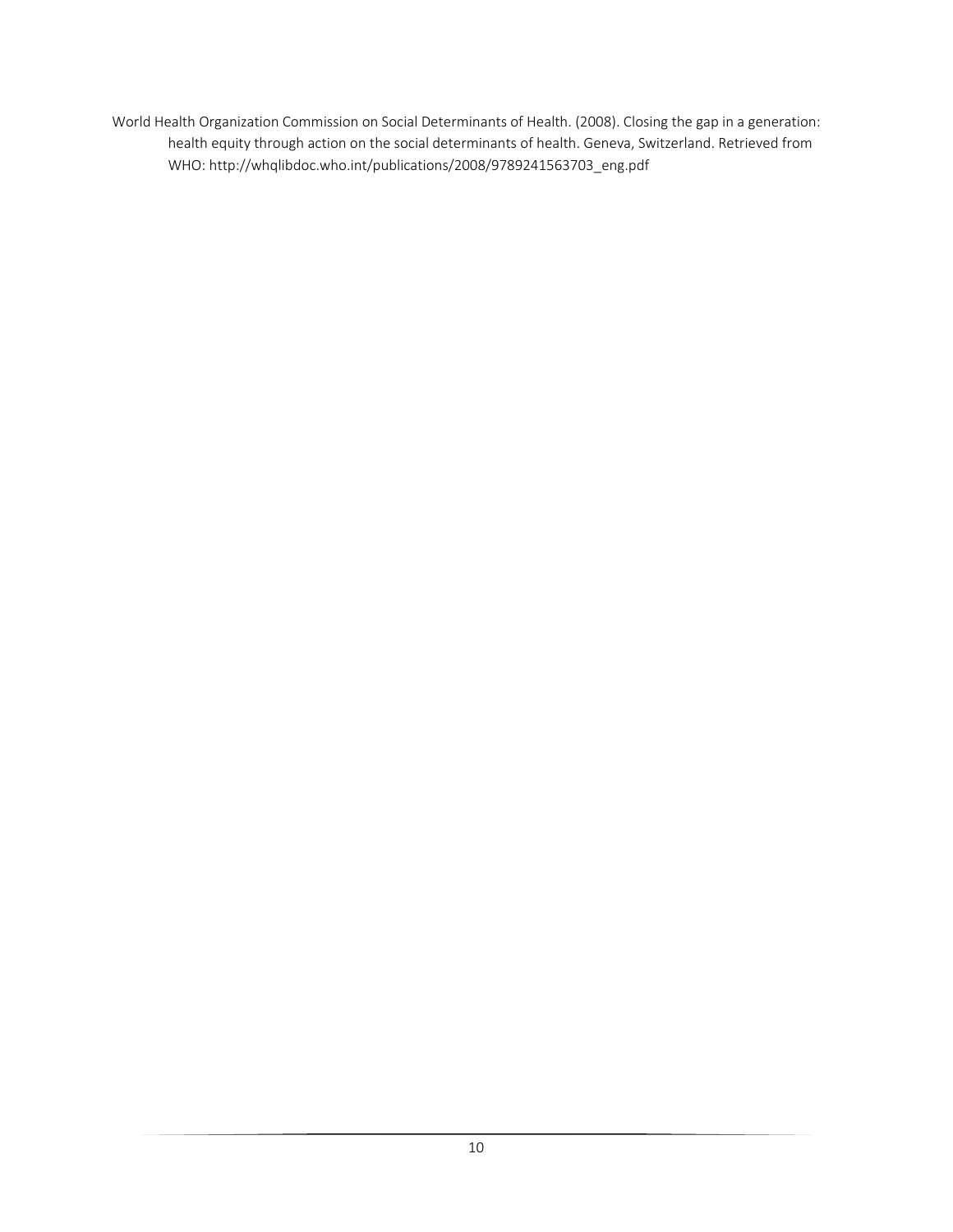World Health Organization Commission on Social Determinants of Health. (2008). Closing the gap in a generation: health equity through action on the social determinants of health. Geneva, Switzerland. Retrieved from WHO: http://whqlibdoc.who.int/publications/2008/9789241563703_eng.pdf